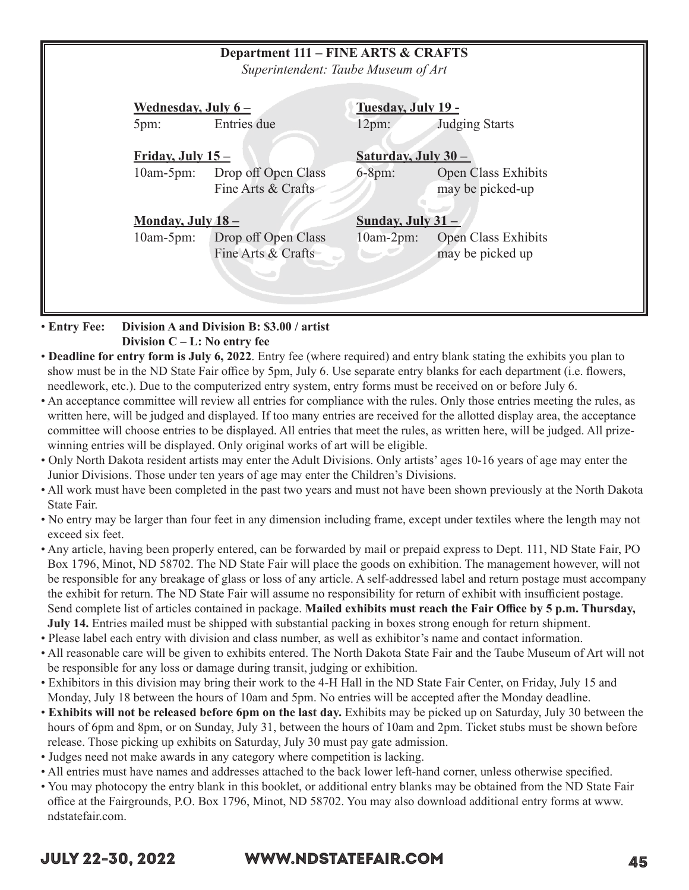## Department 111 – FINE ARTS & CRAFTS

*Superintendent: Taube Museum of Art*

**Wednesday, July 6 –**
5pm: Entries due

**Friday, July 15 –**
10am-5pm: Drop off Open Class Fine Arts & Crafts

**Monday, July 18 –**
10am-5pm: Drop off Open Class Fine Arts & Crafts

**Tuesday, July 19 -**
12pm: Judging Starts

**Saturday, July 30 –**
6-8pm: Open Class Exhibits may be picked-up

**Sunday, July 31 –**
10am-2pm: Open Class Exhibits may be picked up

- **Entry Fee: Division A and Division B: $3.00 / artist**
  **Division C – L: No entry fee**
- **Deadline for entry form is July 6, 2022**. Entry fee (where required) and entry blank stating the exhibits you plan to show must be in the ND State Fair office by 5pm, July 6. Use separate entry blanks for each department (i.e. flowers, needlework, etc.). Due to the computerized entry system, entry forms must be received on or before July 6.
- An acceptance committee will review all entries for compliance with the rules. Only those entries meeting the rules, as written here, will be judged and displayed. If too many entries are received for the allotted display area, the acceptance committee will choose entries to be displayed. All entries that meet the rules, as written here, will be judged. All prize-winning entries will be displayed. Only original works of art will be eligible.
- Only North Dakota resident artists may enter the Adult Divisions. Only artists' ages 10-16 years of age may enter the Junior Divisions. Those under ten years of age may enter the Children's Divisions.
- All work must have been completed in the past two years and must not have been shown previously at the North Dakota State Fair.
- No entry may be larger than four feet in any dimension including frame, except under textiles where the length may not exceed six feet.
- Any article, having been properly entered, can be forwarded by mail or prepaid express to Dept. 111, ND State Fair, PO Box 1796, Minot, ND 58702. The ND State Fair will place the goods on exhibition. The management however, will not be responsible for any breakage of glass or loss of any article. A self-addressed label and return postage must accompany the exhibit for return. The ND State Fair will assume no responsibility for return of exhibit with insufficient postage. Send complete list of articles contained in package. **Mailed exhibits must reach the Fair Office by 5 p.m. Thursday, July 14.** Entries mailed must be shipped with substantial packing in boxes strong enough for return shipment.
- Please label each entry with division and class number, as well as exhibitor's name and contact information.
- All reasonable care will be given to exhibits entered. The North Dakota State Fair and the Taube Museum of Art will not be responsible for any loss or damage during transit, judging or exhibition.
- Exhibitors in this division may bring their work to the 4-H Hall in the ND State Fair Center, on Friday, July 15 and Monday, July 18 between the hours of 10am and 5pm. No entries will be accepted after the Monday deadline.
- **Exhibits will not be released before 6pm on the last day.** Exhibits may be picked up on Saturday, July 30 between the hours of 6pm and 8pm, or on Sunday, July 31, between the hours of 10am and 2pm. Ticket stubs must be shown before release. Those picking up exhibits on Saturday, July 30 must pay gate admission.
- Judges need not make awards in any category where competition is lacking.
- All entries must have names and addresses attached to the back lower left-hand corner, unless otherwise specified.
- You may photocopy the entry blank in this booklet, or additional entry blanks may be obtained from the ND State Fair office at the Fairgrounds, P.O. Box 1796, Minot, ND 58702. You may also download additional entry forms at www.ndstatefair.com.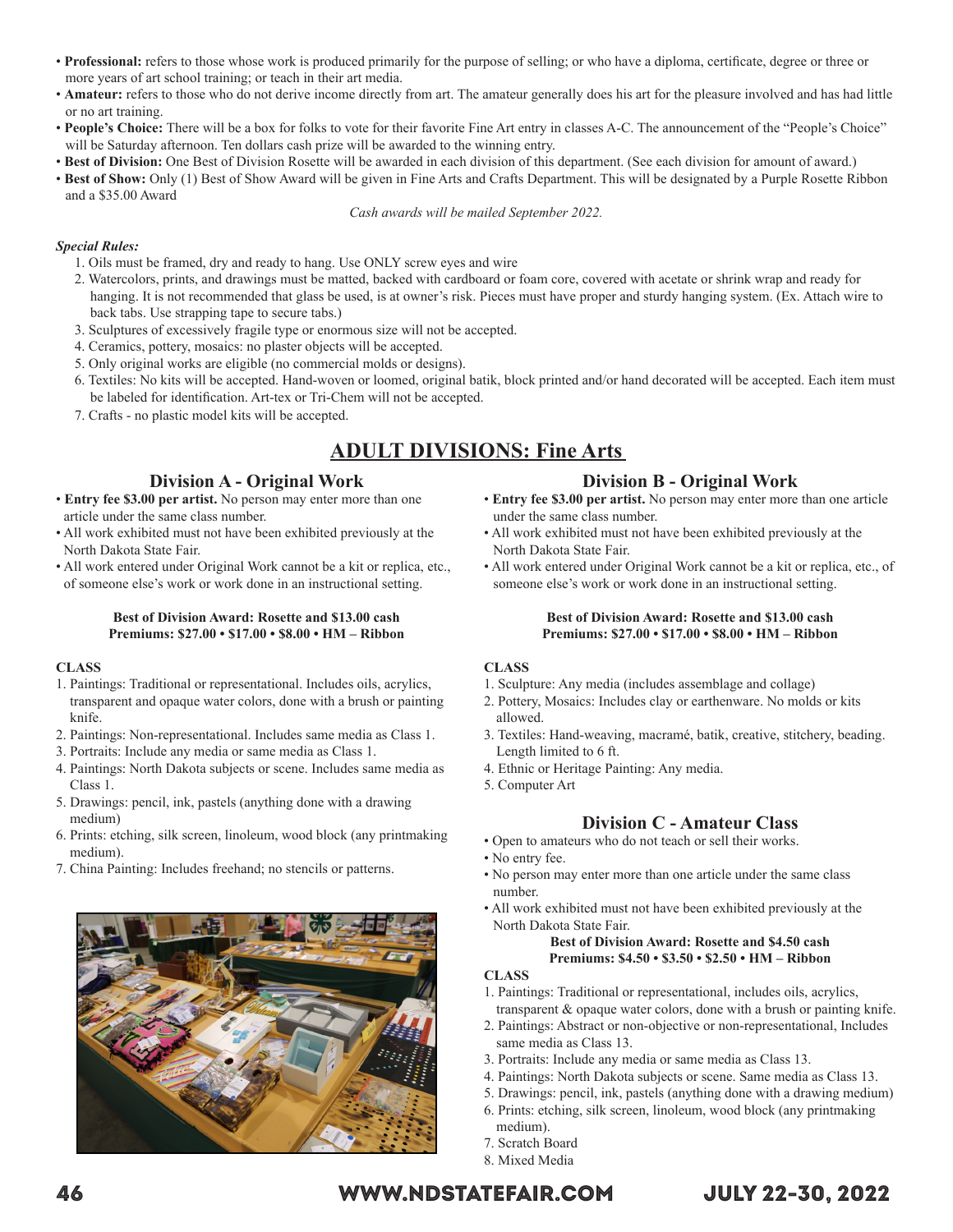- **Professional:** refers to those whose work is produced primarily for the purpose of selling; or who have a diploma, certificate, degree or three or more years of art school training; or teach in their art media.
- **Amateur:** refers to those who do not derive income directly from art. The amateur generally does his art for the pleasure involved and has had little or no art training.
- **People's Choice:** There will be a box for folks to vote for their favorite Fine Art entry in classes A-C. The announcement of the "People's Choice" will be Saturday afternoon. Ten dollars cash prize will be awarded to the winning entry.
- **Best of Division:** One Best of Division Rosette will be awarded in each division of this department. (See each division for amount of award.)
- **Best of Show:** Only (1) Best of Show Award will be given in Fine Arts and Crafts Department. This will be designated by a Purple Rosette Ribbon and a $35.00 Award

*Cash awards will be mailed September 2022.*

***Special Rules:***

1. Oils must be framed, dry and ready to hang. Use ONLY screw eyes and wire
2. Watercolors, prints, and drawings must be matted, backed with cardboard or foam core, covered with acetate or shrink wrap and ready for hanging. It is not recommended that glass be used, is at owner's risk. Pieces must have proper and sturdy hanging system. (Ex. Attach wire to back tabs. Use strapping tape to secure tabs.)
3. Sculptures of excessively fragile type or enormous size will not be accepted.
4. Ceramics, pottery, mosaics: no plaster objects will be accepted.
5. Only original works are eligible (no commercial molds or designs).
6. Textiles: No kits will be accepted. Hand-woven or loomed, original batik, block printed and/or hand decorated will be accepted. Each item must be labeled for identification. Art-tex or Tri-Chem will not be accepted.
7. Crafts - no plastic model kits will be accepted.

# ADULT DIVISIONS: Fine Arts

## Division A - Original Work

- **Entry fee $3.00 per artist.** No person may enter more than one article under the same class number.
- All work exhibited must not have been exhibited previously at the North Dakota State Fair.
- All work entered under Original Work cannot be a kit or replica, etc., of someone else's work or work done in an instructional setting.

**Best of Division Award: Rosette and $13.00 cash**
**Premiums: $27.00 • $17.00 • $8.00 • HM – Ribbon**

**CLASS**

1. Paintings: Traditional or representational. Includes oils, acrylics, transparent and opaque water colors, done with a brush or painting knife.
2. Paintings: Non-representational. Includes same media as Class 1.
3. Portraits: Include any media or same media as Class 1.
4. Paintings: North Dakota subjects or scene. Includes same media as Class 1.
5. Drawings: pencil, ink, pastels (anything done with a drawing medium)
6. Prints: etching, silk screen, linoleum, wood block (any printmaking medium).
7. China Painting: Includes freehand; no stencils or patterns.

## Division B - Original Work

- **Entry fee $3.00 per artist.** No person may enter more than one article under the same class number.
- All work exhibited must not have been exhibited previously at the North Dakota State Fair.
- All work entered under Original Work cannot be a kit or replica, etc., of someone else's work or work done in an instructional setting.

**Best of Division Award: Rosette and $13.00 cash**
**Premiums: $27.00 • $17.00 • $8.00 • HM – Ribbon**

**CLASS**

1. Sculpture: Any media (includes assemblage and collage)
2. Pottery, Mosaics: Includes clay or earthenware. No molds or kits allowed.
3. Textiles: Hand-weaving, macramé, batik, creative, stitchery, beading. Length limited to 6 ft.
4. Ethnic or Heritage Painting: Any media.
5. Computer Art

## Division C - Amateur Class

- Open to amateurs who do not teach or sell their works.
- No entry fee.
- No person may enter more than one article under the same class number.
- All work exhibited must not have been exhibited previously at the North Dakota State Fair.

**Best of Division Award: Rosette and $4.50 cash**
**Premiums: $4.50 • $3.50 • $2.50 • HM – Ribbon**

**CLASS**

1. Paintings: Traditional or representational, includes oils, acrylics, transparent & opaque water colors, done with a brush or painting knife.
2. Paintings: Abstract or non-objective or non-representational, Includes same media as Class 13.
3. Portraits: Include any media or same media as Class 13.
4. Paintings: North Dakota subjects or scene. Same media as Class 13.
5. Drawings: pencil, ink, pastels (anything done with a drawing medium)
6. Prints: etching, silk screen, linoleum, wood block (any printmaking medium).
7. Scratch Board
8. Mixed Media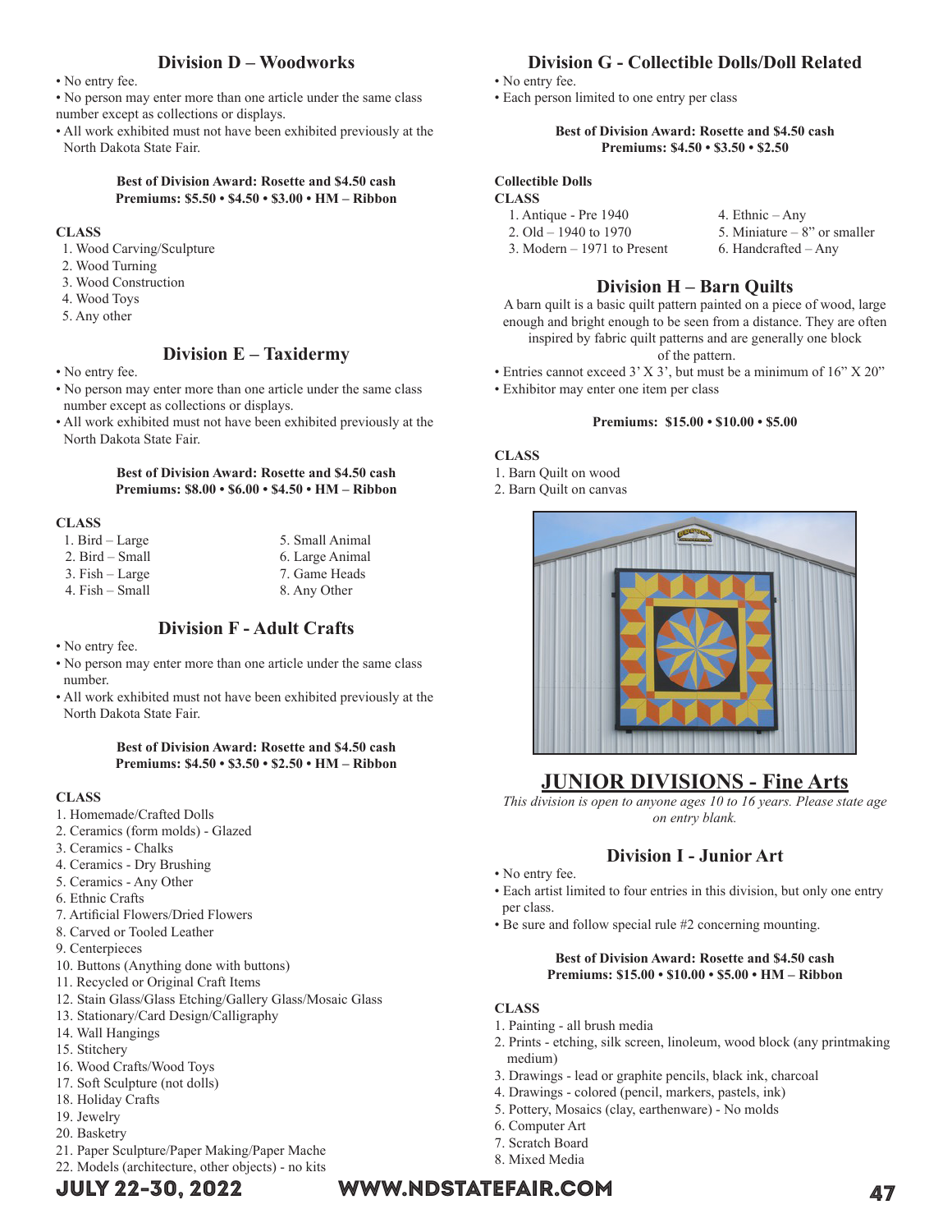## Division D – Woodworks

- No entry fee.
- No person may enter more than one article under the same class number except as collections or displays.
- All work exhibited must not have been exhibited previously at the North Dakota State Fair.

**Best of Division Award: Rosette and $4.50 cash**
**Premiums: $5.50 • $4.50 • $3.00 • HM – Ribbon**

**CLASS**

1. Wood Carving/Sculpture
2. Wood Turning
3. Wood Construction
4. Wood Toys
5. Any other

## Division E – Taxidermy

- No entry fee.
- No person may enter more than one article under the same class number except as collections or displays.
- All work exhibited must not have been exhibited previously at the North Dakota State Fair.

**Best of Division Award: Rosette and $4.50 cash**
**Premiums: $8.00 • $6.00 • $4.50 • HM – Ribbon**

**CLASS**

1. Bird – Large
2. Bird – Small
3. Fish – Large
4. Fish – Small
5. Small Animal
6. Large Animal
7. Game Heads
8. Any Other

## Division F - Adult Crafts

- No entry fee.
- No person may enter more than one article under the same class number.
- All work exhibited must not have been exhibited previously at the North Dakota State Fair.

**Best of Division Award: Rosette and $4.50 cash**
**Premiums: $4.50 • $3.50 • $2.50 • HM – Ribbon**

**CLASS**

1. Homemade/Crafted Dolls
2. Ceramics (form molds) - Glazed
3. Ceramics - Chalks
4. Ceramics - Dry Brushing
5. Ceramics - Any Other
6. Ethnic Crafts
7. Artificial Flowers/Dried Flowers
8. Carved or Tooled Leather
9. Centerpieces
10. Buttons (Anything done with buttons)
11. Recycled or Original Craft Items
12. Stain Glass/Glass Etching/Gallery Glass/Mosaic Glass
13. Stationary/Card Design/Calligraphy
14. Wall Hangings
15. Stitchery
16. Wood Crafts/Wood Toys
17. Soft Sculpture (not dolls)
18. Holiday Crafts
19. Jewelry
20. Basketry
21. Paper Sculpture/Paper Making/Paper Mache
22. Models (architecture, other objects) - no kits

## Division G - Collectible Dolls/Doll Related

- No entry fee.
- Each person limited to one entry per class

**Best of Division Award: Rosette and $4.50 cash**
**Premiums: $4.50 • $3.50 • $2.50**

**Collectible Dolls**
**CLASS**

1. Antique - Pre 1940
2. Old – 1940 to 1970
3. Modern – 1971 to Present
4. Ethnic – Any
5. Miniature – 8" or smaller
6. Handcrafted – Any

## Division H – Barn Quilts

A barn quilt is a basic quilt pattern painted on a piece of wood, large enough and bright enough to be seen from a distance. They are often inspired by fabric quilt patterns and are generally one block of the pattern.

- Entries cannot exceed 3' X 3', but must be a minimum of 16" X 20"
- Exhibitor may enter one item per class

**Premiums: $15.00 • $10.00 • $5.00**

**CLASS**

1. Barn Quilt on wood
2. Barn Quilt on canvas

# JUNIOR DIVISIONS - Fine Arts

*This division is open to anyone ages 10 to 16 years. Please state age on entry blank.*

## Division I - Junior Art

- No entry fee.
- Each artist limited to four entries in this division, but only one entry per class.
- Be sure and follow special rule #2 concerning mounting.

**Best of Division Award: Rosette and $4.50 cash**
**Premiums: $15.00 • $10.00 • $5.00 • HM – Ribbon**

**CLASS**

1. Painting - all brush media
2. Prints - etching, silk screen, linoleum, wood block (any printmaking medium)
3. Drawings - lead or graphite pencils, black ink, charcoal
4. Drawings - colored (pencil, markers, pastels, ink)
5. Pottery, Mosaics (clay, earthenware) - No molds
6. Computer Art
7. Scratch Board
8. Mixed Media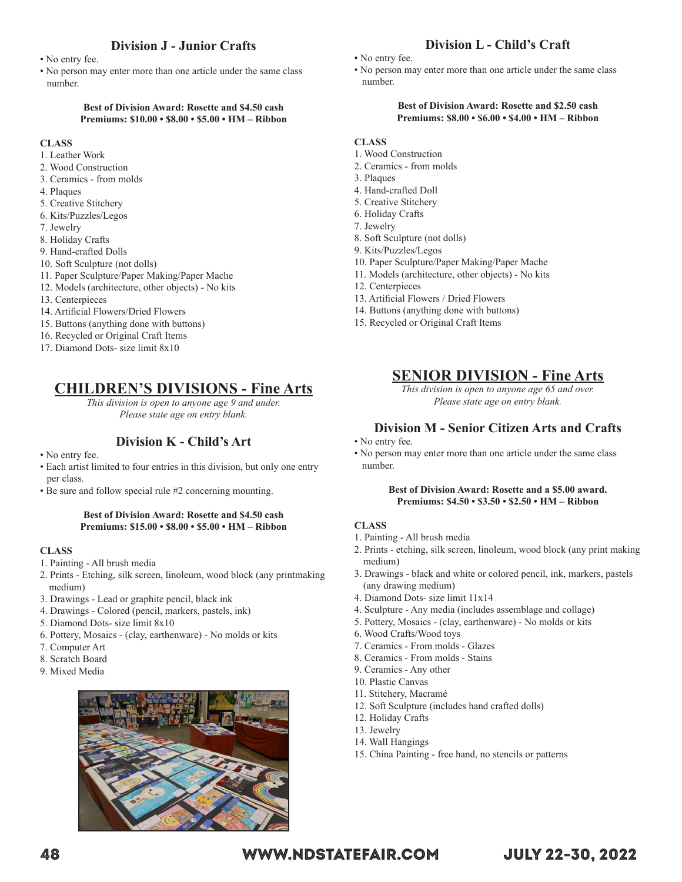### Division J - Junior Crafts

- No entry fee.
- No person may enter more than one article under the same class number.

**Best of Division Award: Rosette and $4.50 cash**
**Premiums: $10.00 • $8.00 • $5.00 • HM – Ribbon**

**CLASS**

1. Leather Work
2. Wood Construction
3. Ceramics - from molds
4. Plaques
5. Creative Stitchery
6. Kits/Puzzles/Legos
7. Jewelry
8. Holiday Crafts
9. Hand-crafted Dolls
10. Soft Sculpture (not dolls)
11. Paper Sculpture/Paper Making/Paper Mache
12. Models (architecture, other objects) - No kits
13. Centerpieces
14. Artificial Flowers/Dried Flowers
15. Buttons (anything done with buttons)
16. Recycled or Original Craft Items
17. Diamond Dots- size limit 8x10

## CHILDREN'S DIVISIONS - Fine Arts

*This division is open to anyone age 9 and under.*
*Please state age on entry blank.*

### Division K - Child's Art

- No entry fee.
- Each artist limited to four entries in this division, but only one entry per class.
- Be sure and follow special rule #2 concerning mounting.

**Best of Division Award: Rosette and $4.50 cash**
**Premiums: $15.00 • $8.00 • $5.00 • HM – Ribbon**

**CLASS**

1. Painting - All brush media
2. Prints - Etching, silk screen, linoleum, wood block (any printmaking medium)
3. Drawings - Lead or graphite pencil, black ink
4. Drawings - Colored (pencil, markers, pastels, ink)
5. Diamond Dots- size limit 8x10
6. Pottery, Mosaics - (clay, earthenware) - No molds or kits
7. Computer Art
8. Scratch Board
9. Mixed Media

### Division L - Child's Craft

- No entry fee.
- No person may enter more than one article under the same class number.

**Best of Division Award: Rosette and $2.50 cash**
**Premiums: $8.00 • $6.00 • $4.00 • HM – Ribbon**

**CLASS**

1. Wood Construction
2. Ceramics - from molds
3. Plaques
4. Hand-crafted Doll
5. Creative Stitchery
6. Holiday Crafts
7. Jewelry
8. Soft Sculpture (not dolls)
9. Kits/Puzzles/Legos
10. Paper Sculpture/Paper Making/Paper Mache
11. Models (architecture, other objects) - No kits
12. Centerpieces
13. Artificial Flowers / Dried Flowers
14. Buttons (anything done with buttons)
15. Recycled or Original Craft Items

## SENIOR DIVISION - Fine Arts

*This division is open to anyone age 65 and over.*
*Please state age on entry blank.*

### Division M - Senior Citizen Arts and Crafts

- No entry fee.
- No person may enter more than one article under the same class number.

**Best of Division Award: Rosette and a $5.00 award.**
**Premiums: $4.50 • $3.50 • $2.50 • HM – Ribbon**

**CLASS**

1. Painting - All brush media
2. Prints - etching, silk screen, linoleum, wood block (any print making medium)
3. Drawings - black and white or colored pencil, ink, markers, pastels (any drawing medium)
4. Diamond Dots- size limit 11x14
4. Sculpture - Any media (includes assemblage and collage)
5. Pottery, Mosaics - (clay, earthenware) - No molds or kits
6. Wood Crafts/Wood toys
7. Ceramics - From molds - Glazes
8. Ceramics - From molds - Stains
9. Ceramics - Any other
10. Plastic Canvas
11. Stitchery, Macramé
12. Soft Sculpture (includes hand crafted dolls)
12. Holiday Crafts
13. Jewelry
14. Wall Hangings
15. China Painting - free hand, no stencils or patterns